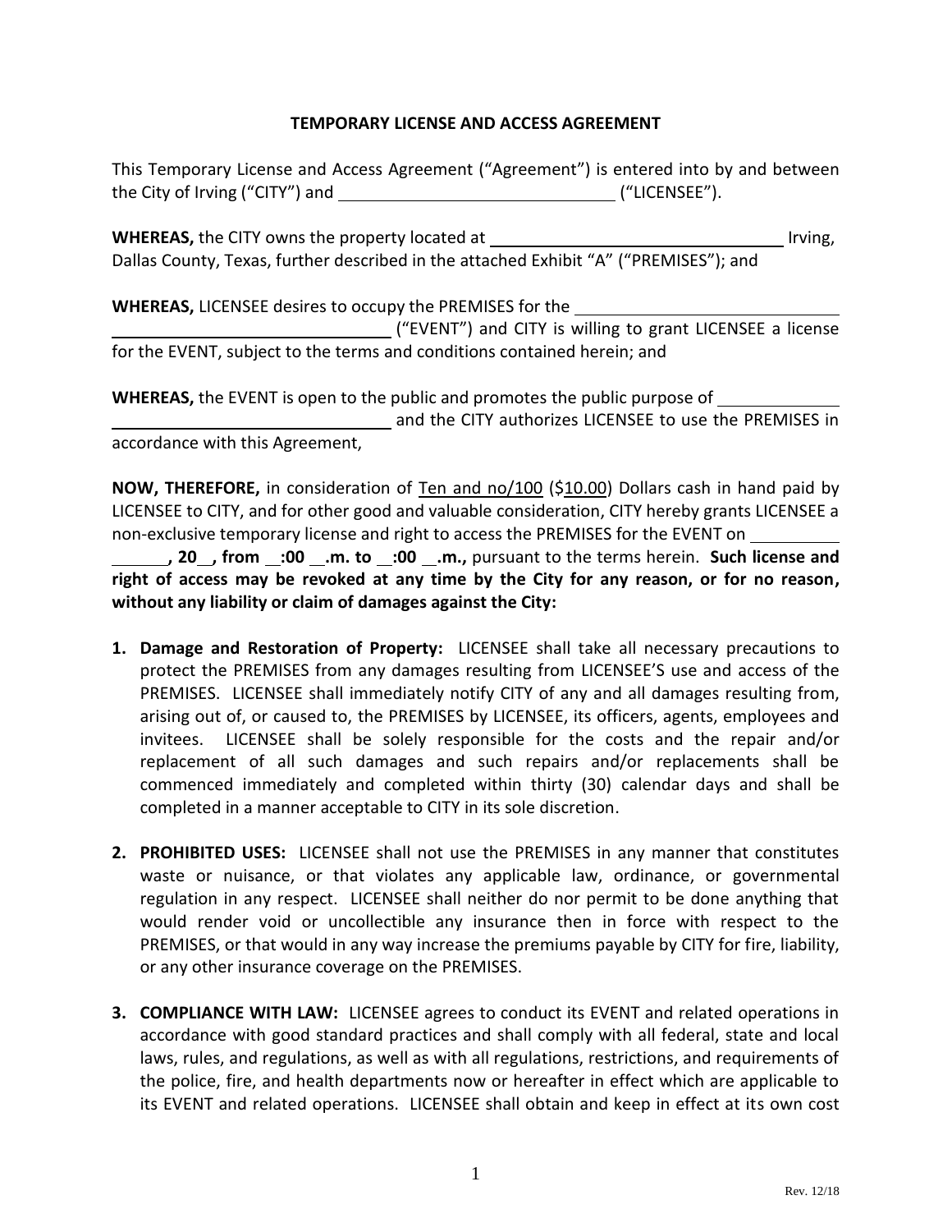**TEMPORARY LICENSE AND ACCESS AGREEMENT**

This Temporary License and Access Agreement ("Agreement") is entered into by and between the City of Irving ("CITY") and ______________________________ ("LICENSEE").

**WHEREAS,** the CITY owns the property located at ________________________________ Irving, Dallas County, Texas, further described in the attached Exhibit "A" ("PREMISES"); and

**WHEREAS,** LICENSEE desires to occupy the PREMISES for the ______________________________ ______________________________ ("EVENT") and CITY is willing to grant LICENSEE a license for the EVENT, subject to the terms and conditions contained herein; and

**WHEREAS,** the EVENT is open to the public and promotes the public purpose of ____________ ______________________________ and the CITY authorizes LICENSEE to use the PREMISES in accordance with this Agreement,

**NOW, THEREFORE,** in consideration of Ten and no/100 ($10.00) Dollars cash in hand paid by LICENSEE to CITY, and for other good and valuable consideration, CITY hereby grants LICENSEE a non-exclusive temporary license and right to access the PREMISES for the EVENT on __________ ______**, 20__, from __:00 __.m. to __:00 __.m.,** pursuant to the terms herein. **Such license and right of access may be revoked at any time by the City for any reason, or for no reason, without any liability or claim of damages against the City:**

1. **Damage and Restoration of Property:** LICENSEE shall take all necessary precautions to protect the PREMISES from any damages resulting from LICENSEE'S use and access of the PREMISES. LICENSEE shall immediately notify CITY of any and all damages resulting from, arising out of, or caused to, the PREMISES by LICENSEE, its officers, agents, employees and invitees. LICENSEE shall be solely responsible for the costs and the repair and/or replacement of all such damages and such repairs and/or replacements shall be commenced immediately and completed within thirty (30) calendar days and shall be completed in a manner acceptable to CITY in its sole discretion.

2. **PROHIBITED USES:** LICENSEE shall not use the PREMISES in any manner that constitutes waste or nuisance, or that violates any applicable law, ordinance, or governmental regulation in any respect. LICENSEE shall neither do nor permit to be done anything that would render void or uncollectible any insurance then in force with respect to the PREMISES, or that would in any way increase the premiums payable by CITY for fire, liability, or any other insurance coverage on the PREMISES.

3. **COMPLIANCE WITH LAW:** LICENSEE agrees to conduct its EVENT and related operations in accordance with good standard practices and shall comply with all federal, state and local laws, rules, and regulations, as well as with all regulations, restrictions, and requirements of the police, fire, and health departments now or hereafter in effect which are applicable to its EVENT and related operations. LICENSEE shall obtain and keep in effect at its own cost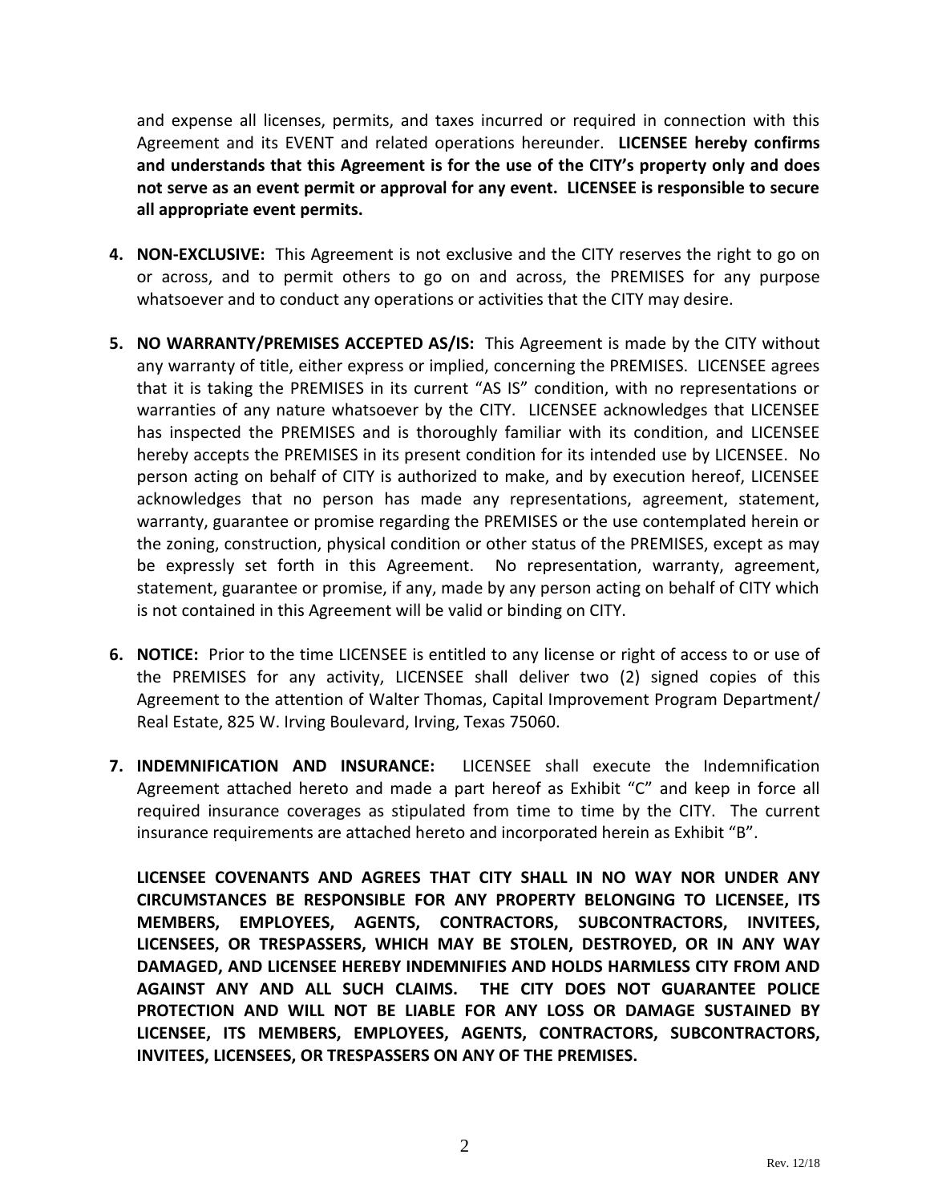and expense all licenses, permits, and taxes incurred or required in connection with this Agreement and its EVENT and related operations hereunder. **LICENSEE hereby confirms and understands that this Agreement is for the use of the CITY's property only and does not serve as an event permit or approval for any event. LICENSEE is responsible to secure all appropriate event permits.**

4. **NON-EXCLUSIVE:** This Agreement is not exclusive and the CITY reserves the right to go on or across, and to permit others to go on and across, the PREMISES for any purpose whatsoever and to conduct any operations or activities that the CITY may desire.

5. **NO WARRANTY/PREMISES ACCEPTED AS/IS:** This Agreement is made by the CITY without any warranty of title, either express or implied, concerning the PREMISES. LICENSEE agrees that it is taking the PREMISES in its current "AS IS" condition, with no representations or warranties of any nature whatsoever by the CITY. LICENSEE acknowledges that LICENSEE has inspected the PREMISES and is thoroughly familiar with its condition, and LICENSEE hereby accepts the PREMISES in its present condition for its intended use by LICENSEE. No person acting on behalf of CITY is authorized to make, and by execution hereof, LICENSEE acknowledges that no person has made any representations, agreement, statement, warranty, guarantee or promise regarding the PREMISES or the use contemplated herein or the zoning, construction, physical condition or other status of the PREMISES, except as may be expressly set forth in this Agreement. No representation, warranty, agreement, statement, guarantee or promise, if any, made by any person acting on behalf of CITY which is not contained in this Agreement will be valid or binding on CITY.

6. **NOTICE:** Prior to the time LICENSEE is entitled to any license or right of access to or use of the PREMISES for any activity, LICENSEE shall deliver two (2) signed copies of this Agreement to the attention of Walter Thomas, Capital Improvement Program Department/ Real Estate, 825 W. Irving Boulevard, Irving, Texas 75060.

7. **INDEMNIFICATION AND INSURANCE:** LICENSEE shall execute the Indemnification Agreement attached hereto and made a part hereof as Exhibit "C" and keep in force all required insurance coverages as stipulated from time to time by the CITY. The current insurance requirements are attached hereto and incorporated herein as Exhibit "B".

   **LICENSEE COVENANTS AND AGREES THAT CITY SHALL IN NO WAY NOR UNDER ANY CIRCUMSTANCES BE RESPONSIBLE FOR ANY PROPERTY BELONGING TO LICENSEE, ITS MEMBERS, EMPLOYEES, AGENTS, CONTRACTORS, SUBCONTRACTORS, INVITEES, LICENSEES, OR TRESPASSERS, WHICH MAY BE STOLEN, DESTROYED, OR IN ANY WAY DAMAGED, AND LICENSEE HEREBY INDEMNIFIES AND HOLDS HARMLESS CITY FROM AND AGAINST ANY AND ALL SUCH CLAIMS. THE CITY DOES NOT GUARANTEE POLICE PROTECTION AND WILL NOT BE LIABLE FOR ANY LOSS OR DAMAGE SUSTAINED BY LICENSEE, ITS MEMBERS, EMPLOYEES, AGENTS, CONTRACTORS, SUBCONTRACTORS, INVITEES, LICENSEES, OR TRESPASSERS ON ANY OF THE PREMISES.**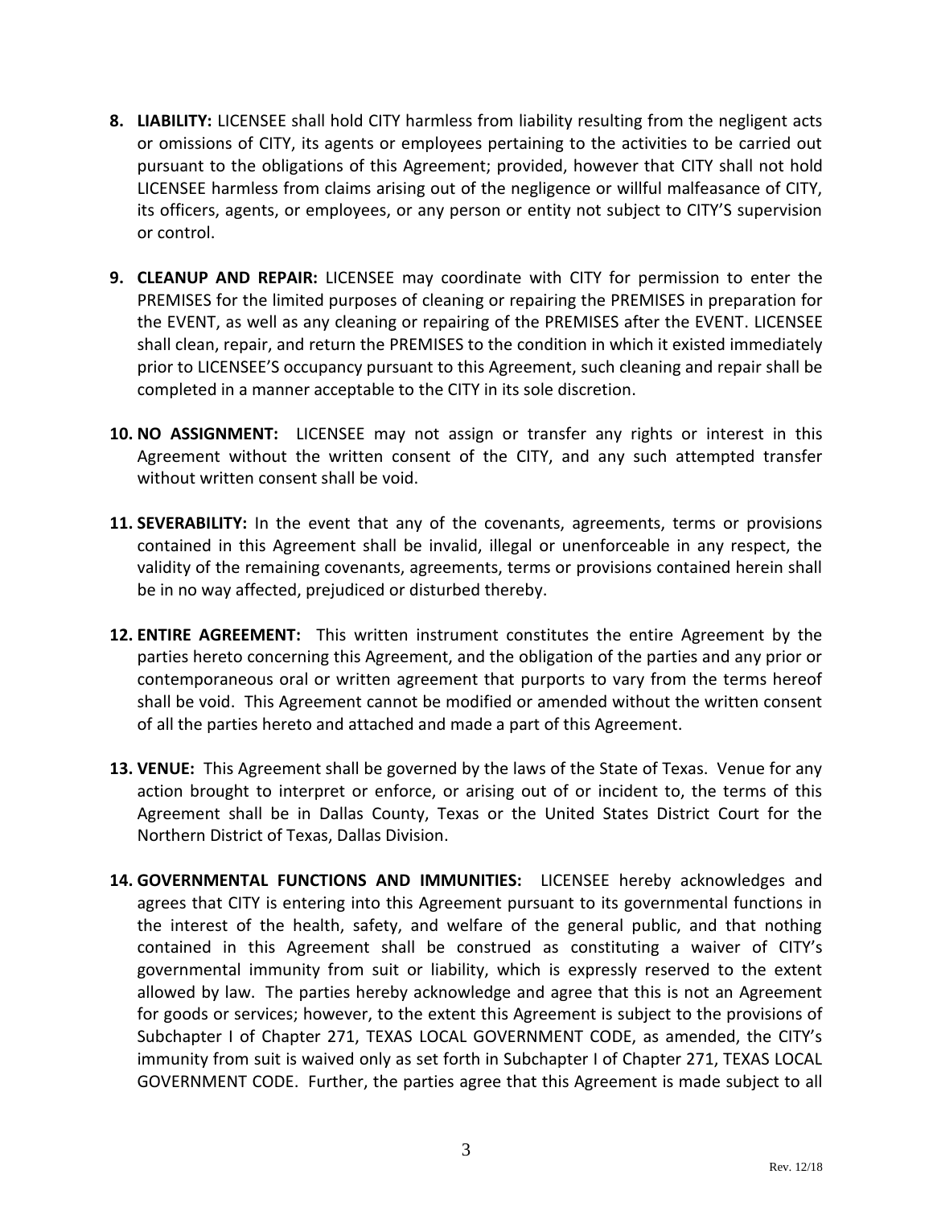8. **LIABILITY:** LICENSEE shall hold CITY harmless from liability resulting from the negligent acts or omissions of CITY, its agents or employees pertaining to the activities to be carried out pursuant to the obligations of this Agreement; provided, however that CITY shall not hold LICENSEE harmless from claims arising out of the negligence or willful malfeasance of CITY, its officers, agents, or employees, or any person or entity not subject to CITY'S supervision or control.

9. **CLEANUP AND REPAIR:** LICENSEE may coordinate with CITY for permission to enter the PREMISES for the limited purposes of cleaning or repairing the PREMISES in preparation for the EVENT, as well as any cleaning or repairing of the PREMISES after the EVENT. LICENSEE shall clean, repair, and return the PREMISES to the condition in which it existed immediately prior to LICENSEE'S occupancy pursuant to this Agreement, such cleaning and repair shall be completed in a manner acceptable to the CITY in its sole discretion.

10. **NO ASSIGNMENT:** LICENSEE may not assign or transfer any rights or interest in this Agreement without the written consent of the CITY, and any such attempted transfer without written consent shall be void.

11. **SEVERABILITY:** In the event that any of the covenants, agreements, terms or provisions contained in this Agreement shall be invalid, illegal or unenforceable in any respect, the validity of the remaining covenants, agreements, terms or provisions contained herein shall be in no way affected, prejudiced or disturbed thereby.

12. **ENTIRE AGREEMENT:** This written instrument constitutes the entire Agreement by the parties hereto concerning this Agreement, and the obligation of the parties and any prior or contemporaneous oral or written agreement that purports to vary from the terms hereof shall be void. This Agreement cannot be modified or amended without the written consent of all the parties hereto and attached and made a part of this Agreement.

13. **VENUE:** This Agreement shall be governed by the laws of the State of Texas. Venue for any action brought to interpret or enforce, or arising out of or incident to, the terms of this Agreement shall be in Dallas County, Texas or the United States District Court for the Northern District of Texas, Dallas Division.

14. **GOVERNMENTAL FUNCTIONS AND IMMUNITIES:** LICENSEE hereby acknowledges and agrees that CITY is entering into this Agreement pursuant to its governmental functions in the interest of the health, safety, and welfare of the general public, and that nothing contained in this Agreement shall be construed as constituting a waiver of CITY's governmental immunity from suit or liability, which is expressly reserved to the extent allowed by law. The parties hereby acknowledge and agree that this is not an Agreement for goods or services; however, to the extent this Agreement is subject to the provisions of Subchapter I of Chapter 271, TEXAS LOCAL GOVERNMENT CODE, as amended, the CITY's immunity from suit is waived only as set forth in Subchapter I of Chapter 271, TEXAS LOCAL GOVERNMENT CODE. Further, the parties agree that this Agreement is made subject to all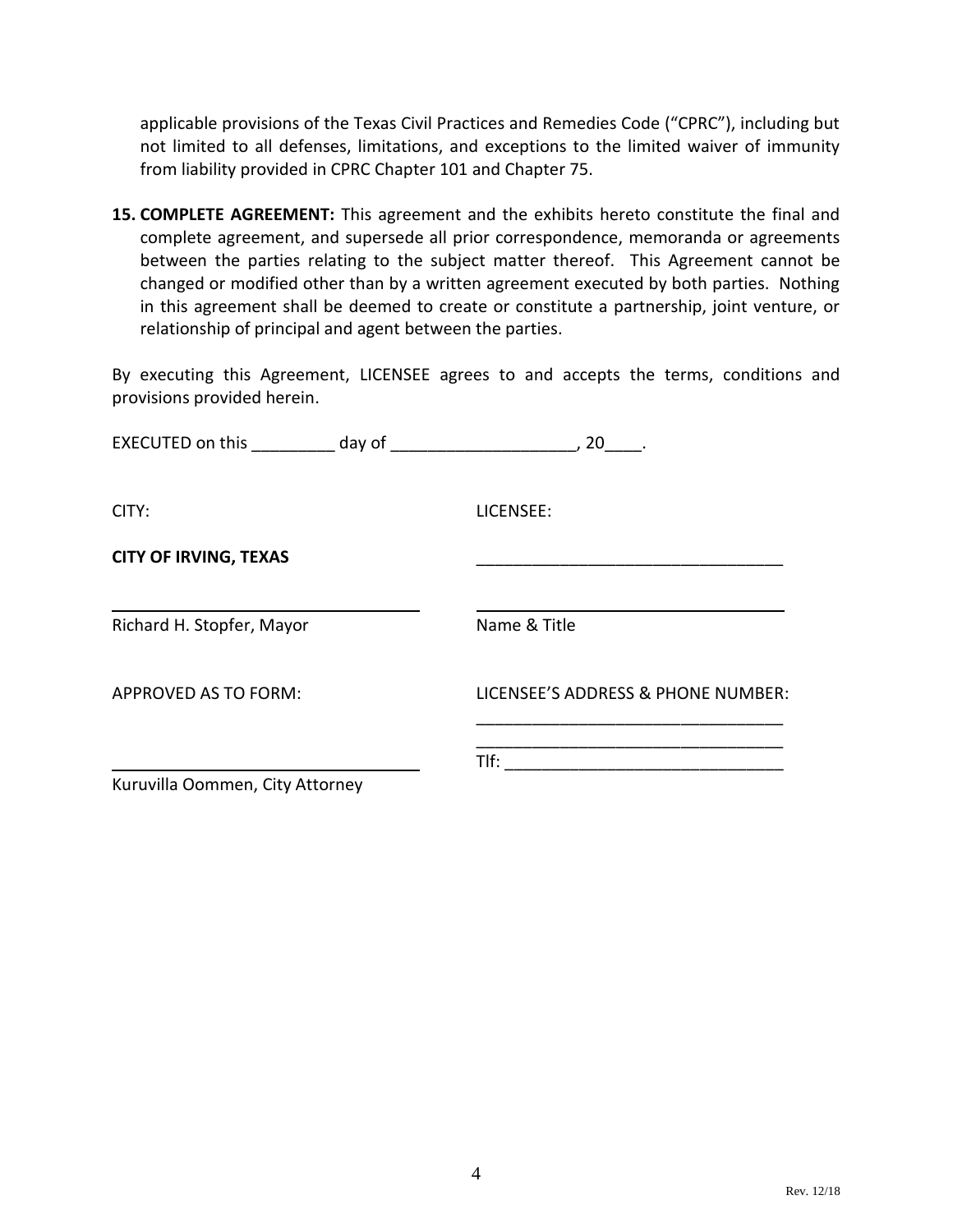applicable provisions of the Texas Civil Practices and Remedies Code ("CPRC"), including but not limited to all defenses, limitations, and exceptions to the limited waiver of immunity from liability provided in CPRC Chapter 101 and Chapter 75.

15. **COMPLETE AGREEMENT:** This agreement and the exhibits hereto constitute the final and complete agreement, and supersede all prior correspondence, memoranda or agreements between the parties relating to the subject matter thereof. This Agreement cannot be changed or modified other than by a written agreement executed by both parties. Nothing in this agreement shall be deemed to create or constitute a partnership, joint venture, or relationship of principal and agent between the parties.

By executing this Agreement, LICENSEE agrees to and accepts the terms, conditions and provisions provided herein.

EXECUTED on this _________ day of ____________________, 20____.

CITY:

**CITY OF IRVING, TEXAS**

_________________________________

Richard H. Stopfer, Mayor

APPROVED AS TO FORM:

_________________________________

Kuruvilla Oommen, City Attorney

LICENSEE:

_________________________________

_________________________________

Name & Title

LICENSEE'S ADDRESS & PHONE NUMBER:

_________________________________

_________________________________

Tlf: ______________________________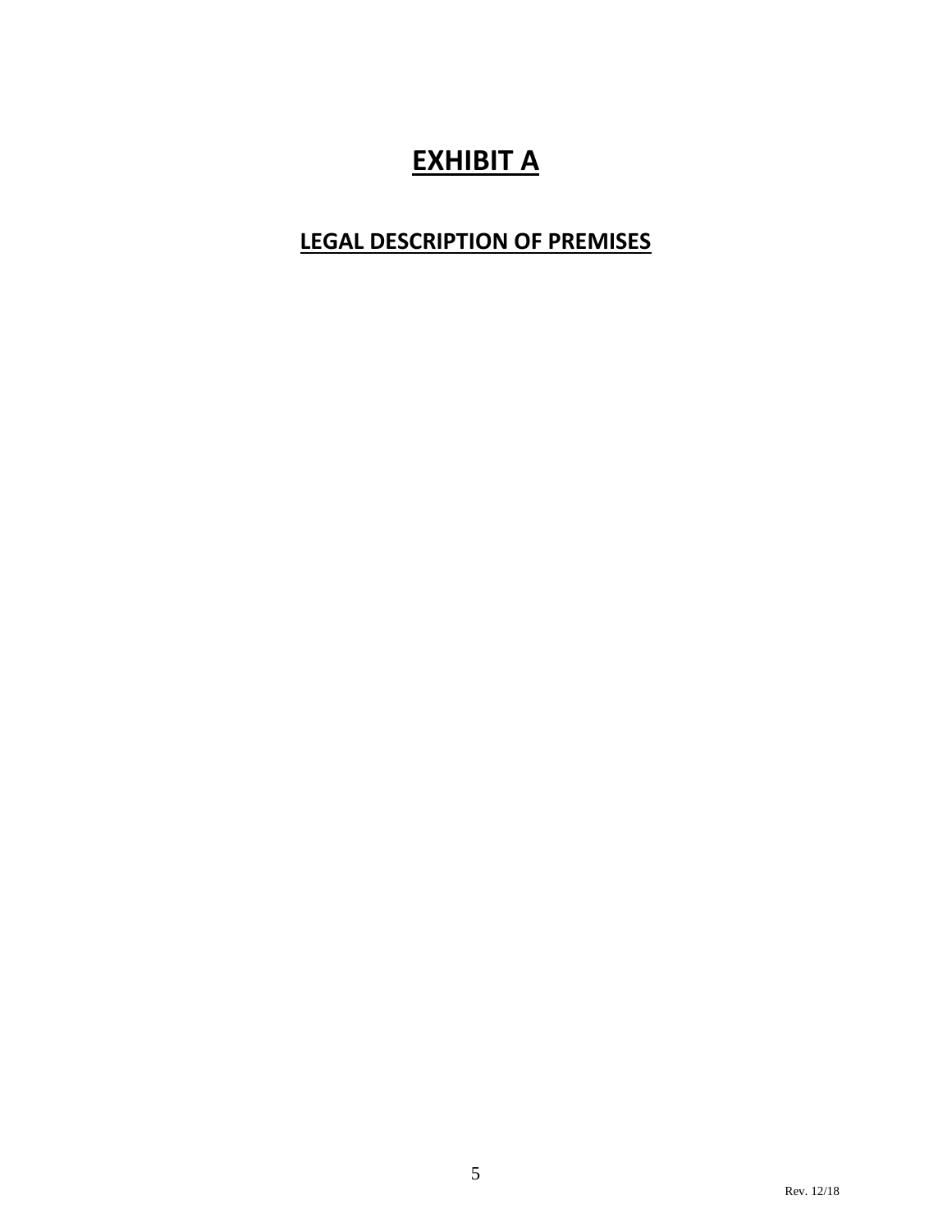# EXHIBIT A

## LEGAL DESCRIPTION OF PREMISES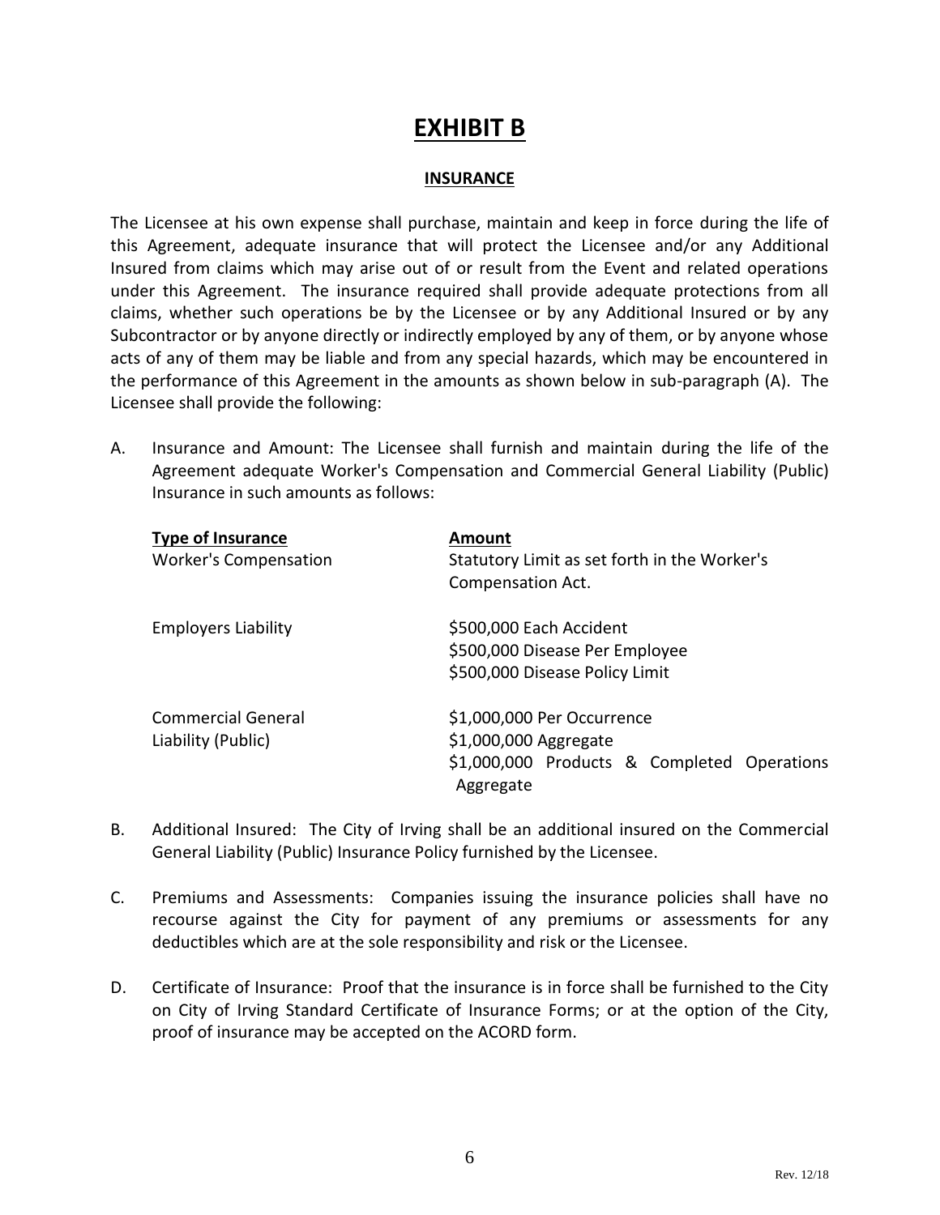# EXHIBIT B

## INSURANCE

The Licensee at his own expense shall purchase, maintain and keep in force during the life of this Agreement, adequate insurance that will protect the Licensee and/or any Additional Insured from claims which may arise out of or result from the Event and related operations under this Agreement. The insurance required shall provide adequate protections from all claims, whether such operations be by the Licensee or by any Additional Insured or by any Subcontractor or by anyone directly or indirectly employed by any of them, or by anyone whose acts of any of them may be liable and from any special hazards, which may be encountered in the performance of this Agreement in the amounts as shown below in sub-paragraph (A). The Licensee shall provide the following:

A. Insurance and Amount: The Licensee shall furnish and maintain during the life of the Agreement adequate Worker's Compensation and Commercial General Liability (Public) Insurance in such amounts as follows:

| Type of Insurance | Amount |
|---|---|
| Worker's Compensation | Statutory Limit as set forth in the Worker's Compensation Act. |
| Employers Liability | \$500,000 Each Accident<br>\$500,000 Disease Per Employee<br>\$500,000 Disease Policy Limit |
| Commercial General Liability (Public) | \$1,000,000 Per Occurrence<br>\$1,000,000 Aggregate<br>\$1,000,000 Products & Completed Operations Aggregate |

B. Additional Insured: The City of Irving shall be an additional insured on the Commercial General Liability (Public) Insurance Policy furnished by the Licensee.

C. Premiums and Assessments: Companies issuing the insurance policies shall have no recourse against the City for payment of any premiums or assessments for any deductibles which are at the sole responsibility and risk or the Licensee.

D. Certificate of Insurance: Proof that the insurance is in force shall be furnished to the City on City of Irving Standard Certificate of Insurance Forms; or at the option of the City, proof of insurance may be accepted on the ACORD form.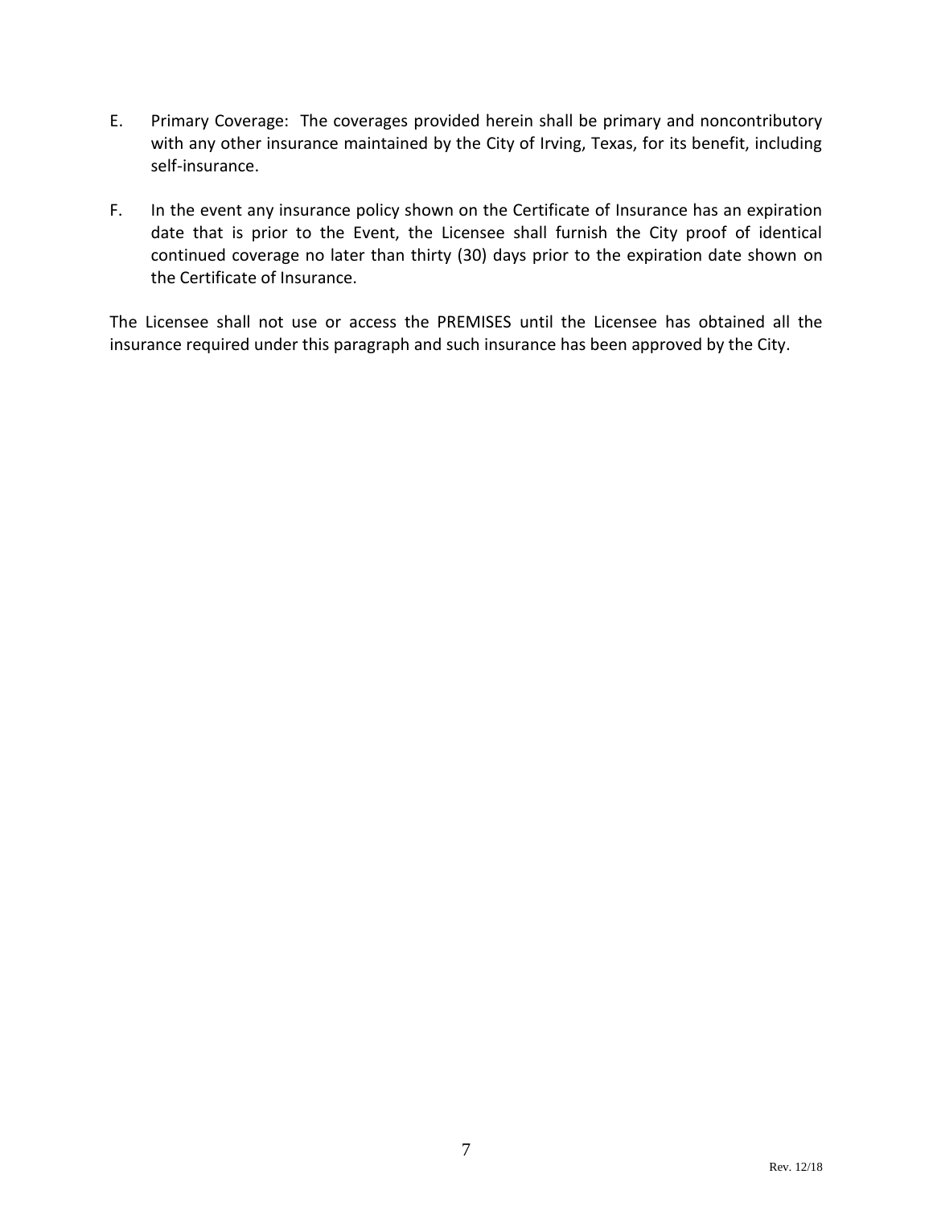E. Primary Coverage: The coverages provided herein shall be primary and noncontributory with any other insurance maintained by the City of Irving, Texas, for its benefit, including self-insurance.

F. In the event any insurance policy shown on the Certificate of Insurance has an expiration date that is prior to the Event, the Licensee shall furnish the City proof of identical continued coverage no later than thirty (30) days prior to the expiration date shown on the Certificate of Insurance.

The Licensee shall not use or access the PREMISES until the Licensee has obtained all the insurance required under this paragraph and such insurance has been approved by the City.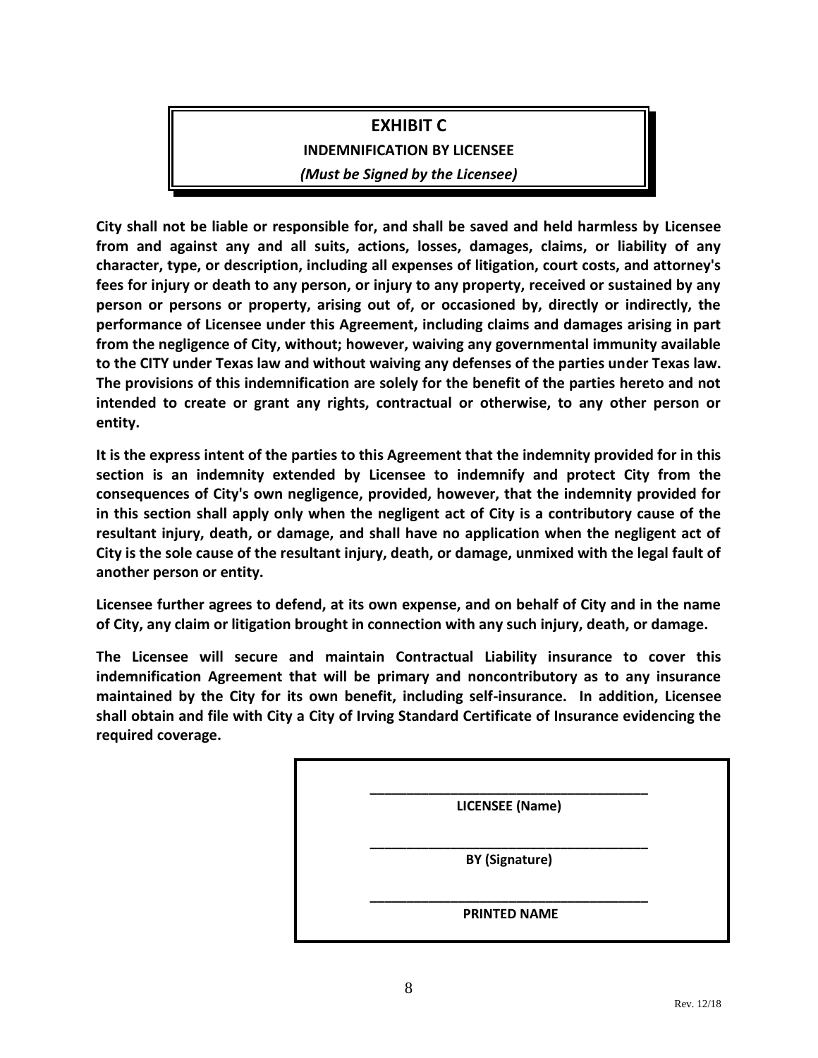# EXHIBIT C

**INDEMNIFICATION BY LICENSEE**

***(Must be Signed by the Licensee)***

**City shall not be liable or responsible for, and shall be saved and held harmless by Licensee from and against any and all suits, actions, losses, damages, claims, or liability of any character, type, or description, including all expenses of litigation, court costs, and attorney's fees for injury or death to any person, or injury to any property, received or sustained by any person or persons or property, arising out of, or occasioned by, directly or indirectly, the performance of Licensee under this Agreement, including claims and damages arising in part from the negligence of City, without; however, waiving any governmental immunity available to the CITY under Texas law and without waiving any defenses of the parties under Texas law. The provisions of this indemnification are solely for the benefit of the parties hereto and not intended to create or grant any rights, contractual or otherwise, to any other person or entity.**

**It is the express intent of the parties to this Agreement that the indemnity provided for in this section is an indemnity extended by Licensee to indemnify and protect City from the consequences of City's own negligence, provided, however, that the indemnity provided for in this section shall apply only when the negligent act of City is a contributory cause of the resultant injury, death, or damage, and shall have no application when the negligent act of City is the sole cause of the resultant injury, death, or damage, unmixed with the legal fault of another person or entity.**

**Licensee further agrees to defend, at its own expense, and on behalf of City and in the name of City, any claim or litigation brought in connection with any such injury, death, or damage.**

**The Licensee will secure and maintain Contractual Liability insurance to cover this indemnification Agreement that will be primary and noncontributory as to any insurance maintained by the City for its own benefit, including self-insurance. In addition, Licensee shall obtain and file with City a City of Irving Standard Certificate of Insurance evidencing the required coverage.**

______________________________________
**LICENSEE (Name)**

______________________________________
**BY (Signature)**

______________________________________
**PRINTED NAME**

Rev. 12/18